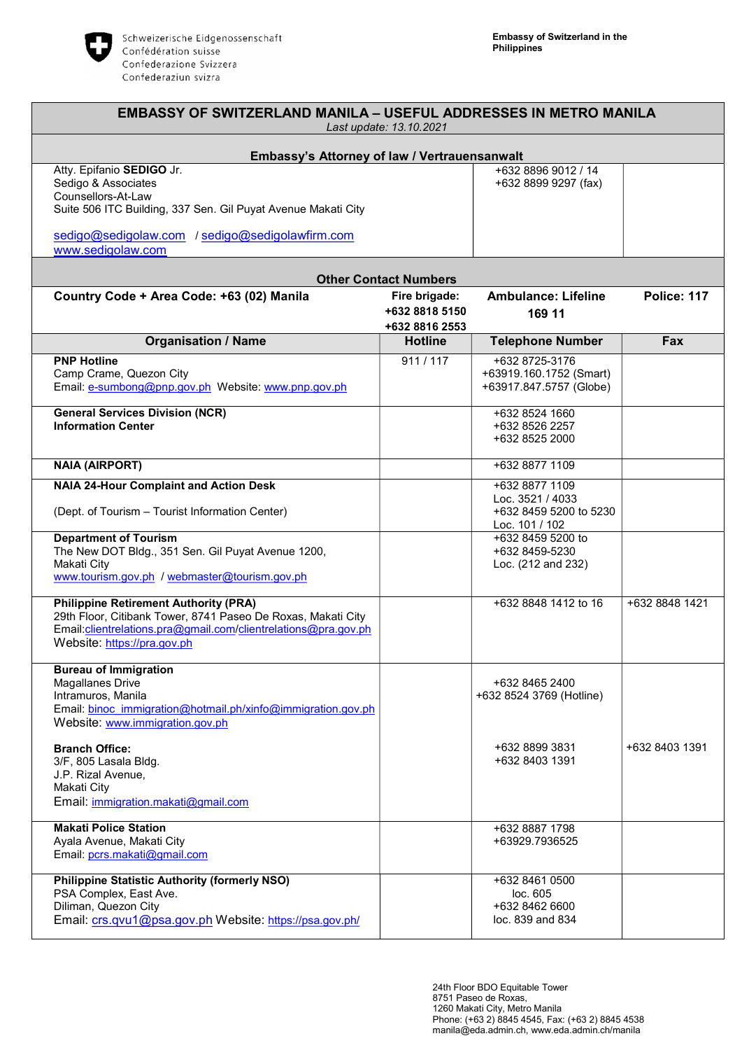# EMBASSY OF SWITZERLAND MANILA – USEFUL ADDRESSES IN METRO MANILA

*Last update: 13.10.2021*

## Embassy's Attorney of law / Vertrauensanwalt

| | | |
|---|---|---|
| Atty. Epifanio **SEDIGO** Jr.<br>Sedigo & Associates<br>Counsellors-At-Law<br>Suite 506 ITC Building, 337 Sen. Gil Puyat Avenue Makati City<br><br>sedigo@sedigolaw.com / sedigo@sedigolawfirm.com<br>www.sedigolaw.com | +632 8896 9012 / 14<br>+632 8899 9297 (fax) | |

## Other Contact Numbers

| **Country Code + Area Code: +63 (02) Manila** | **Fire brigade: +632 8818 5150 +632 8816 2553** | **Ambulance: Lifeline 169 11** | **Police: 117** |
|---|---|---|---|
| **Organisation / Name** | **Hotline** | **Telephone Number** | **Fax** |
| **PNP Hotline**<br>Camp Crame, Quezon City<br>Email: e-sumbong@pnp.gov.ph Website: www.pnp.gov.ph | 911 / 117 | +632 8725-3176<br>+63919.160.1752 (Smart)<br>+63917.847.5757 (Globe) | |
| **General Services Division (NCR)**<br>**Information Center** | | +632 8524 1660<br>+632 8526 2257<br>+632 8525 2000 | |
| **NAIA (AIRPORT)** | | +632 8877 1109 | |
| **NAIA 24-Hour Complaint and Action Desk**<br><br>(Dept. of Tourism – Tourist Information Center) | | +632 8877 1109<br>Loc. 3521 / 4033<br>+632 8459 5200 to 5230<br>Loc. 101 / 102 | |
| **Department of Tourism**<br>The New DOT Bldg., 351 Sen. Gil Puyat Avenue 1200, Makati City<br>www.tourism.gov.ph / webmaster@tourism.gov.ph | | +632 8459 5200 to<br>+632 8459-5230<br>Loc. (212 and 232) | |
| **Philippine Retirement Authority (PRA)**<br>29th Floor, Citibank Tower, 8741 Paseo De Roxas, Makati City<br>Email:clientrelations.pra@gmail.com/clientrelations@pra.gov.ph<br>Website: https://pra.gov.ph | | +632 8848 1412 to 16 | +632 8848 1421 |
| **Bureau of Immigration**<br>Magallanes Drive<br>Intramuros, Manila<br>Email: binoc_immigration@hotmail.ph/xinfo@immigration.gov.ph<br>Website: www.immigration.gov.ph | | +632 8465 2400<br>+632 8524 3769 (Hotline) | |
| **Branch Office:**<br>3/F, 805 Lasala Bldg.<br>J.P. Rizal Avenue,<br>Makati City<br>Email: immigration.makati@gmail.com | | +632 8899 3831<br>+632 8403 1391 | +632 8403 1391 |
| **Makati Police Station**<br>Ayala Avenue, Makati City<br>Email: pcrs.makati@gmail.com | | +632 8887 1798<br>+63929.7936525 | |
| **Philippine Statistic Authority (formerly NSO)**<br>PSA Complex, East Ave.<br>Diliman, Quezon City<br>Email: crs.qvu1@psa.gov.ph Website: https://psa.gov.ph/ | | +632 8461 0500<br>loc. 605<br>+632 8462 6600<br>loc. 839 and 834 | |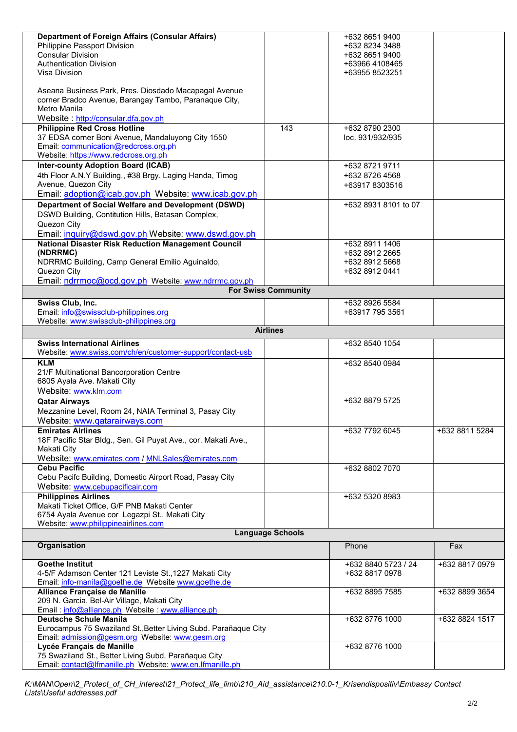| | | | |
|---|---|---|---|
| **Department of Foreign Affairs (Consular Affairs)**<br>Philippine Passport Division<br>Consular Division<br>Authentication Division<br>Visa Division<br><br>Aseana Business Park, Pres. Diosdado Macapagal Avenue corner Bradco Avenue, Barangay Tambo, Paranaque City, Metro Manila<br>Website : http://consular.dfa.gov.ph | | +632 8651 9400<br>+632 8234 3488<br>+632 8651 9400<br>+63966 4108465<br>+63955 8523251 | |
| **Philippine Red Cross Hotline**<br>37 EDSA corner Boni Avenue, Mandaluyong City 1550<br>Email: communication@redcross.org.ph<br>Website: https://www.redcross.org.ph | 143 | +632 8790 2300<br>loc. 931/932/935 | |
| **Inter-county Adoption Board (ICAB)**<br>4th Floor A.N.Y Building., #38 Brgy. Laging Handa, Timog Avenue, Quezon City<br>Email: adoption@icab.gov.ph Website: www.icab.gov.ph | | +632 8721 9711<br>+632 8726 4568<br>+63917 8303516 | |
| **Department of Social Welfare and Development (DSWD)**<br>DSWD Building, Contitution Hills, Batasan Complex, Quezon City<br>Email: inquiry@dswd.gov.ph Website: www.dswd.gov.ph | | +632 8931 8101 to 07 | |
| **National Disaster Risk Reduction Management Council (NDRRMC)**<br>NDRRMC Building, Camp General Emilio Aguinaldo, Quezon City<br>Email: ndrrmoc@ocd.gov.ph Website: www.ndrrmc.gov.ph | | +632 8911 1406<br>+632 8912 2665<br>+632 8912 5668<br>+632 8912 0441 | |
| **For Swiss Community** | | | |
| **Swiss Club, Inc.**<br>Email: info@swissclub-philippines.org<br>Website: www.swissclub-philippines.org | | +632 8926 5584<br>+63917 795 3561 | |
| **Airlines** | | | |
| **Swiss International Airlines**<br>Website: www.swiss.com/ch/en/customer-support/contact-usb | | +632 8540 1054 | |
| **KLM**<br>21/F Multinational Bancorporation Centre<br>6805 Ayala Ave. Makati City<br>Website: www.klm.com | | +632 8540 0984 | |
| **Qatar Airways**<br>Mezzanine Level, Room 24, NAIA Terminal 3, Pasay City<br>Website: www.qatarairways.com | | +632 8879 5725 | |
| **Emirates Airlines**<br>18F Pacific Star Bldg., Sen. Gil Puyat Ave., cor. Makati Ave., Makati City<br>Website: www.emirates.com / MNLSales@emirates.com | | +632 7792 6045 | +632 8811 5284 |
| **Cebu Pacific**<br>Cebu Pacifc Building, Domestic Airport Road, Pasay City<br>Website: www.cebupacificair.com | | +632 8802 7070 | |
| **Philippines Airlines**<br>Makati Ticket Office, G/F PNB Makati Center<br>6754 Ayala Avenue cor Legazpi St., Makati City<br>Website: www.philippineairlines.com | | +632 5320 8983 | |

**Language Schools**

| Organisation | Phone | Fax |
|---|---|---|
| **Goethe Institut**<br>4-5/F Adamson Center 121 Leviste St.,1227 Makati City<br>Email: info-manila@goethe.de Website www.goethe.de | +632 8840 5723 / 24<br>+632 8817 0978 | +632 8817 0979 |
| **Alliance Française de Manille**<br>209 N. Garcia, Bel-Air Village, Makati City<br>Email : info@alliance.ph Website : www.alliance.ph | +632 8895 7585 | +632 8899 3654 |
| **Deutsche Schule Manila**<br>Eurocampus 75 Swaziland St.,Better Living Subd. Parañaque City<br>Email: admission@gesm.org Website: www.gesm.org | +632 8776 1000 | +632 8824 1517 |
| **Lycée Français de Manille**<br>75 Swaziland St., Better Living Subd. Parañaque City<br>Email: contact@lfmanille.ph Website: www.en.lfmanille.ph | +632 8776 1000 | |

*K:\MAN\Open\2_Protect_of_CH_interest\21_Protect_life_limb\210_Aid_assistance\210.0-1_Krisendispositiv\Embassy Contact Lists\Useful addresses.pdf*